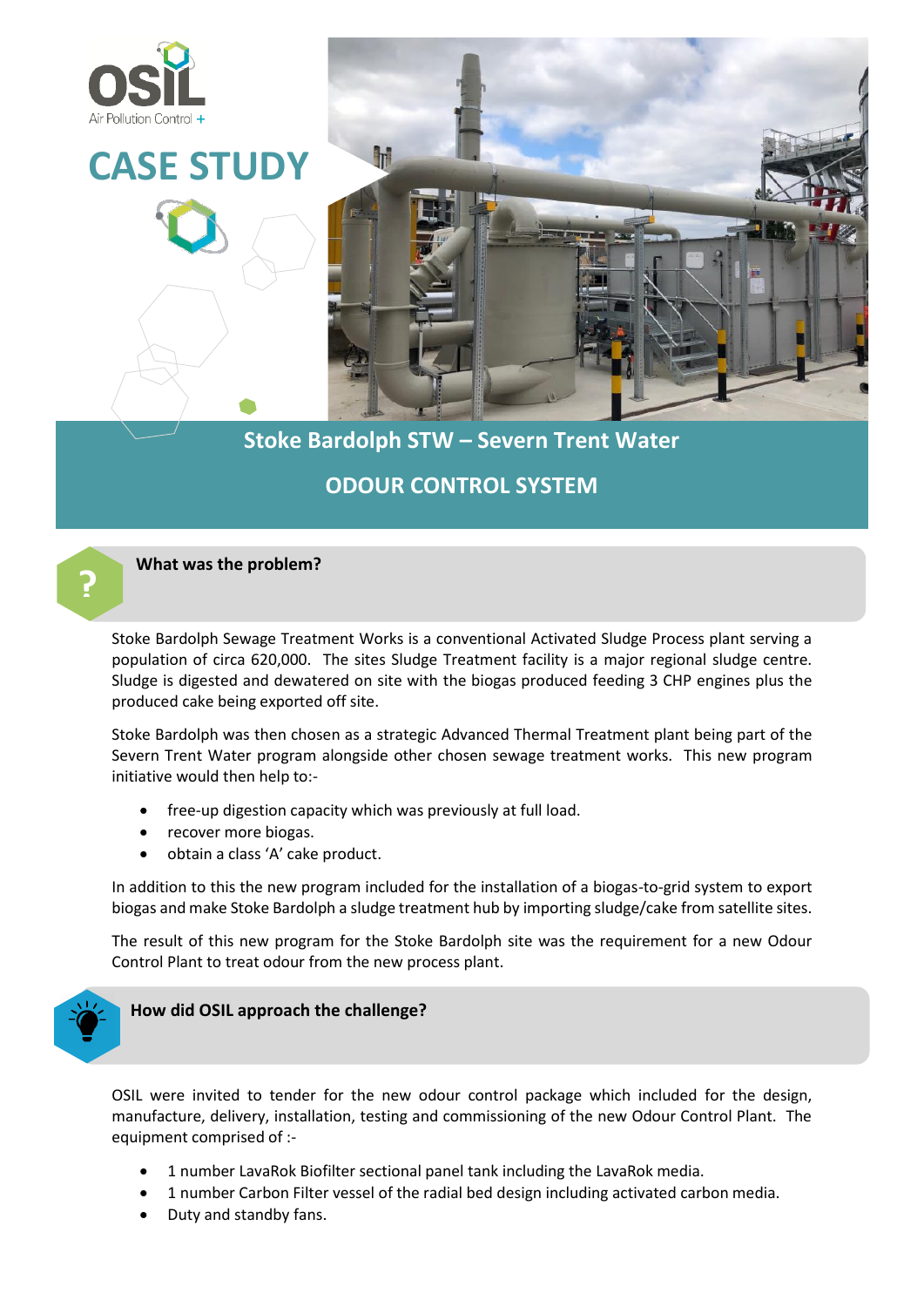OSIL
Air Pollution Control +

# CASE STUDY

## Stoke Bardolph STW – Severn Trent Water

## ODOUR CONTROL SYSTEM

### What was the problem?

Stoke Bardolph Sewage Treatment Works is a conventional Activated Sludge Process plant serving a population of circa 620,000. The sites Sludge Treatment facility is a major regional sludge centre. Sludge is digested and dewatered on site with the biogas produced feeding 3 CHP engines plus the produced cake being exported off site.

Stoke Bardolph was then chosen as a strategic Advanced Thermal Treatment plant being part of the Severn Trent Water program alongside other chosen sewage treatment works. This new program initiative would then help to:-

- free-up digestion capacity which was previously at full load.
- recover more biogas.
- obtain a class 'A' cake product.

In addition to this the new program included for the installation of a biogas-to-grid system to export biogas and make Stoke Bardolph a sludge treatment hub by importing sludge/cake from satellite sites.

The result of this new program for the Stoke Bardolph site was the requirement for a new Odour Control Plant to treat odour from the new process plant.

### How did OSIL approach the challenge?

OSIL were invited to tender for the new odour control package which included for the design, manufacture, delivery, installation, testing and commissioning of the new Odour Control Plant. The equipment comprised of :-

- 1 number LavaRok Biofilter sectional panel tank including the LavaRok media.
- 1 number Carbon Filter vessel of the radial bed design including activated carbon media.
- Duty and standby fans.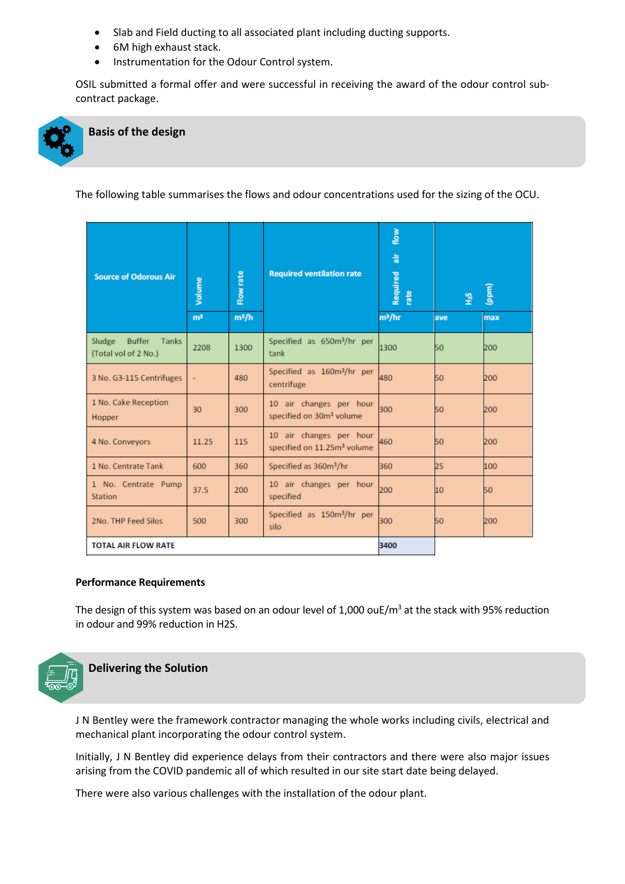- Slab and Field ducting to all associated plant including ducting supports.
- 6M high exhaust stack.
- Instrumentation for the Odour Control system.

OSIL submitted a formal offer and were successful in receiving the award of the odour control sub-contract package.

## Basis of the design

The following table summarises the flows and odour concentrations used for the sizing of the OCU.

| Source of Odorous Air | Volume | Flow rate | Required ventilation rate | Required air flow rate | $H_2S$ | (ppm) |
|---|---|---|---|---|---|---|
| | m³ | m³/h | | m³/hr | ave | max |
| Sludge Buffer Tanks (Total vol of 2 No.) | 2208 | 1300 | Specified as 650m³/hr per tank | 1300 | 50 | 200 |
| 3 No. G3-115 Centrifuges | - | 480 | Specified as 160m³/hr per centrifuge | 480 | 50 | 200 |
| 1 No. Cake Reception Hopper | 30 | 300 | 10 air changes per hour specified on 30m³ volume | 300 | 50 | 200 |
| 4 No. Conveyors | 11.25 | 115 | 10 air changes per hour specified on 11.25m³ volume | 460 | 50 | 200 |
| 1 No. Centrate Tank | 600 | 360 | Specified as 360m³/hr | 360 | 25 | 100 |
| 1 No. Centrate Pump Station | 37.5 | 200 | 10 air changes per hour specified | 200 | 10 | 50 |
| 2No. THP Feed Silos | 500 | 300 | Specified as 150m³/hr per silo | 300 | 50 | 200 |
| **TOTAL AIR FLOW RATE** | | | | 3400 | | |

**Performance Requirements**

The design of this system was based on an odour level of 1,000 ouE/m³ at the stack with 95% reduction in odour and 99% reduction in H2S.

## Delivering the Solution

J N Bentley were the framework contractor managing the whole works including civils, electrical and mechanical plant incorporating the odour control system.

Initially, J N Bentley did experience delays from their contractors and there were also major issues arising from the COVID pandemic all of which resulted in our site start date being delayed.

There were also various challenges with the installation of the odour plant.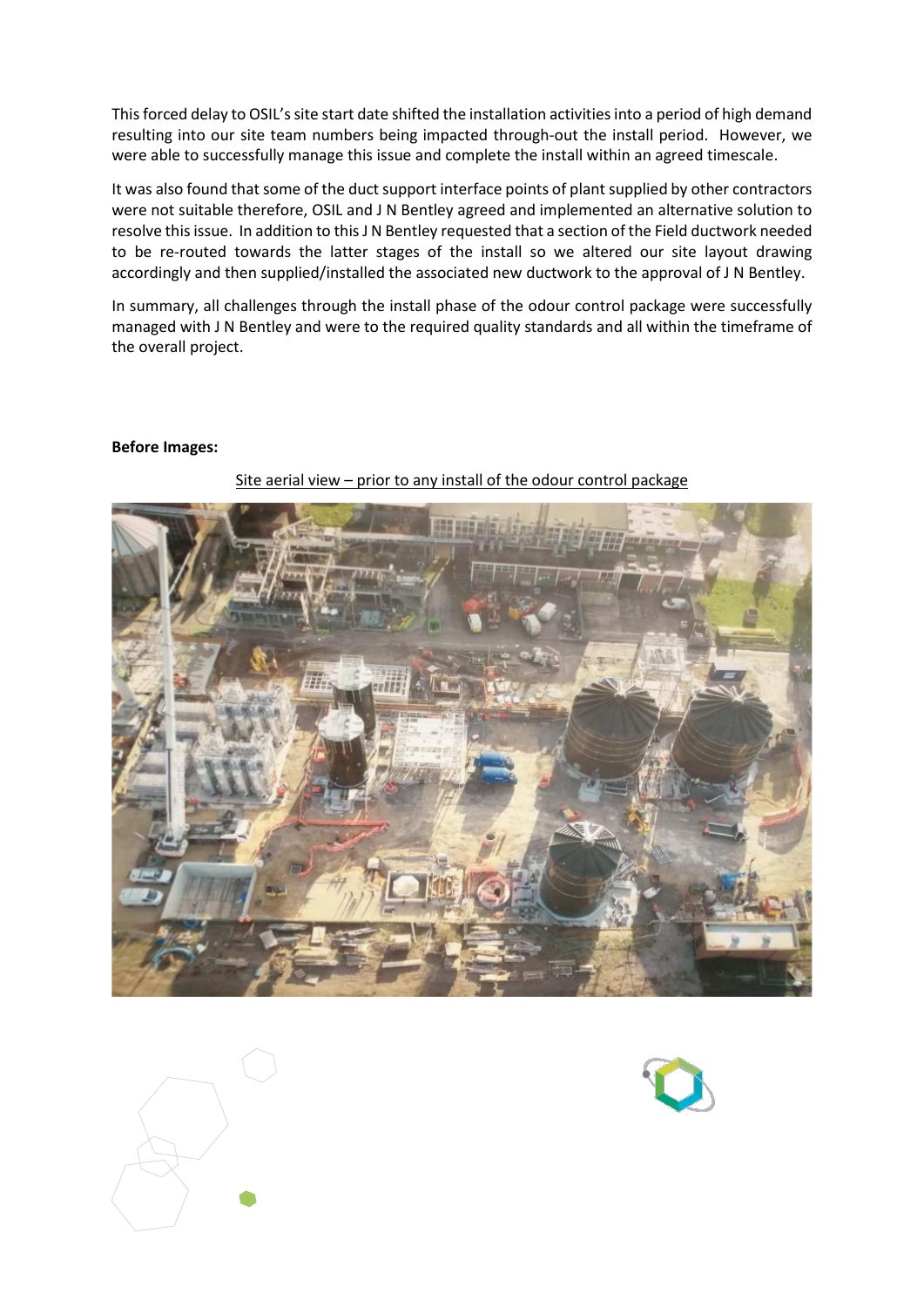This forced delay to OSIL's site start date shifted the installation activities into a period of high demand resulting into our site team numbers being impacted through-out the install period. However, we were able to successfully manage this issue and complete the install within an agreed timescale.

It was also found that some of the duct support interface points of plant supplied by other contractors were not suitable therefore, OSIL and J N Bentley agreed and implemented an alternative solution to resolve this issue. In addition to this J N Bentley requested that a section of the Field ductwork needed to be re-routed towards the latter stages of the install so we altered our site layout drawing accordingly and then supplied/installed the associated new ductwork to the approval of J N Bentley.

In summary, all challenges through the install phase of the odour control package were successfully managed with J N Bentley and were to the required quality standards and all within the timeframe of the overall project.

**Before Images:**

Site aerial view – prior to any install of the odour control package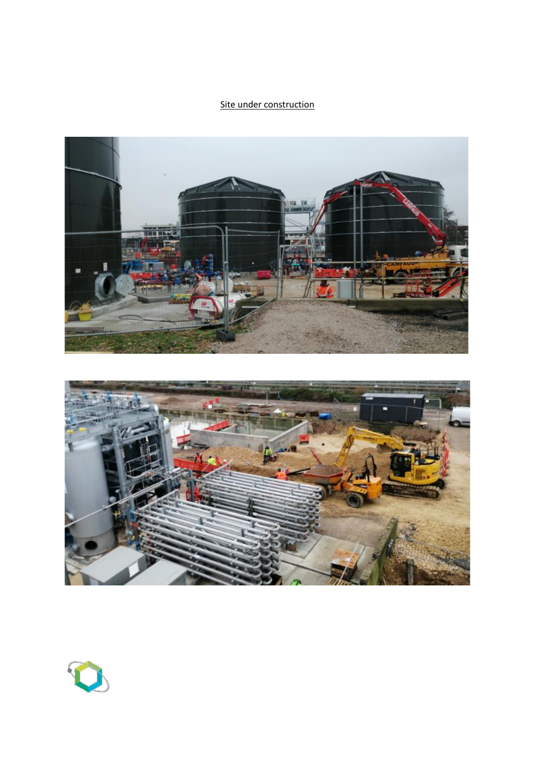Site under construction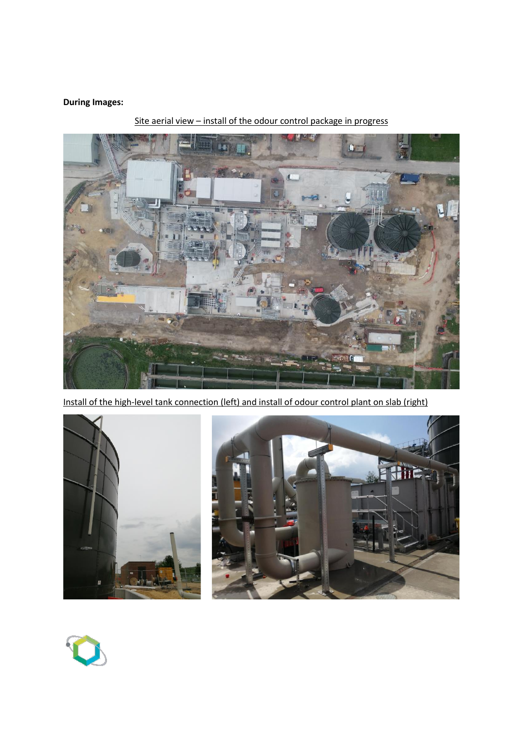**During Images:**

Site aerial view – install of the odour control package in progress

Install of the high-level tank connection (left) and install of odour control plant on slab (right)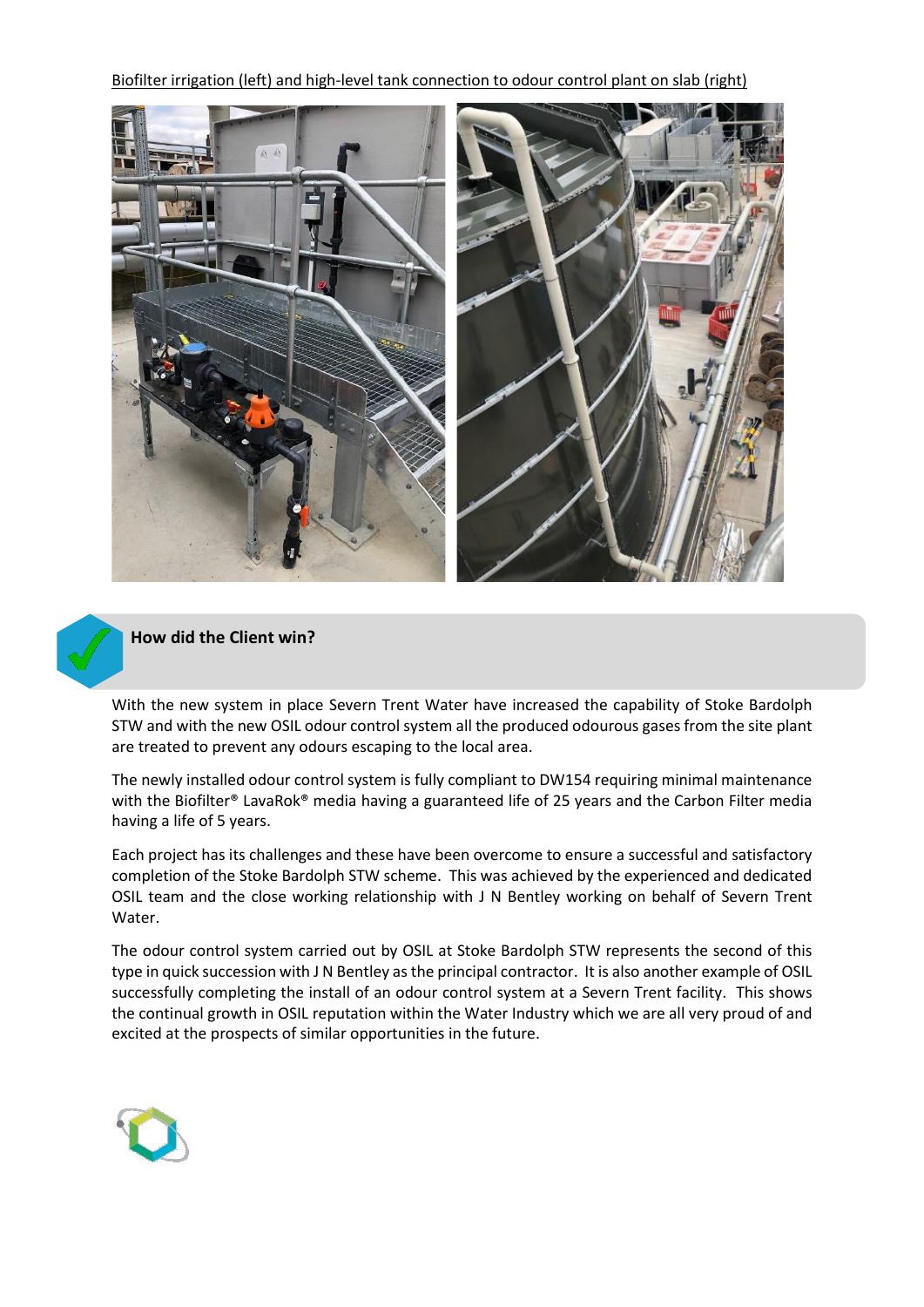Biofilter irrigation (left) and high-level tank connection to odour control plant on slab (right)

## How did the Client win?

With the new system in place Severn Trent Water have increased the capability of Stoke Bardolph STW and with the new OSIL odour control system all the produced odourous gases from the site plant are treated to prevent any odours escaping to the local area.

The newly installed odour control system is fully compliant to DW154 requiring minimal maintenance with the Biofilter® LavaRok® media having a guaranteed life of 25 years and the Carbon Filter media having a life of 5 years.

Each project has its challenges and these have been overcome to ensure a successful and satisfactory completion of the Stoke Bardolph STW scheme. This was achieved by the experienced and dedicated OSIL team and the close working relationship with J N Bentley working on behalf of Severn Trent Water.

The odour control system carried out by OSIL at Stoke Bardolph STW represents the second of this type in quick succession with J N Bentley as the principal contractor. It is also another example of OSIL successfully completing the install of an odour control system at a Severn Trent facility. This shows the continual growth in OSIL reputation within the Water Industry which we are all very proud of and excited at the prospects of similar opportunities in the future.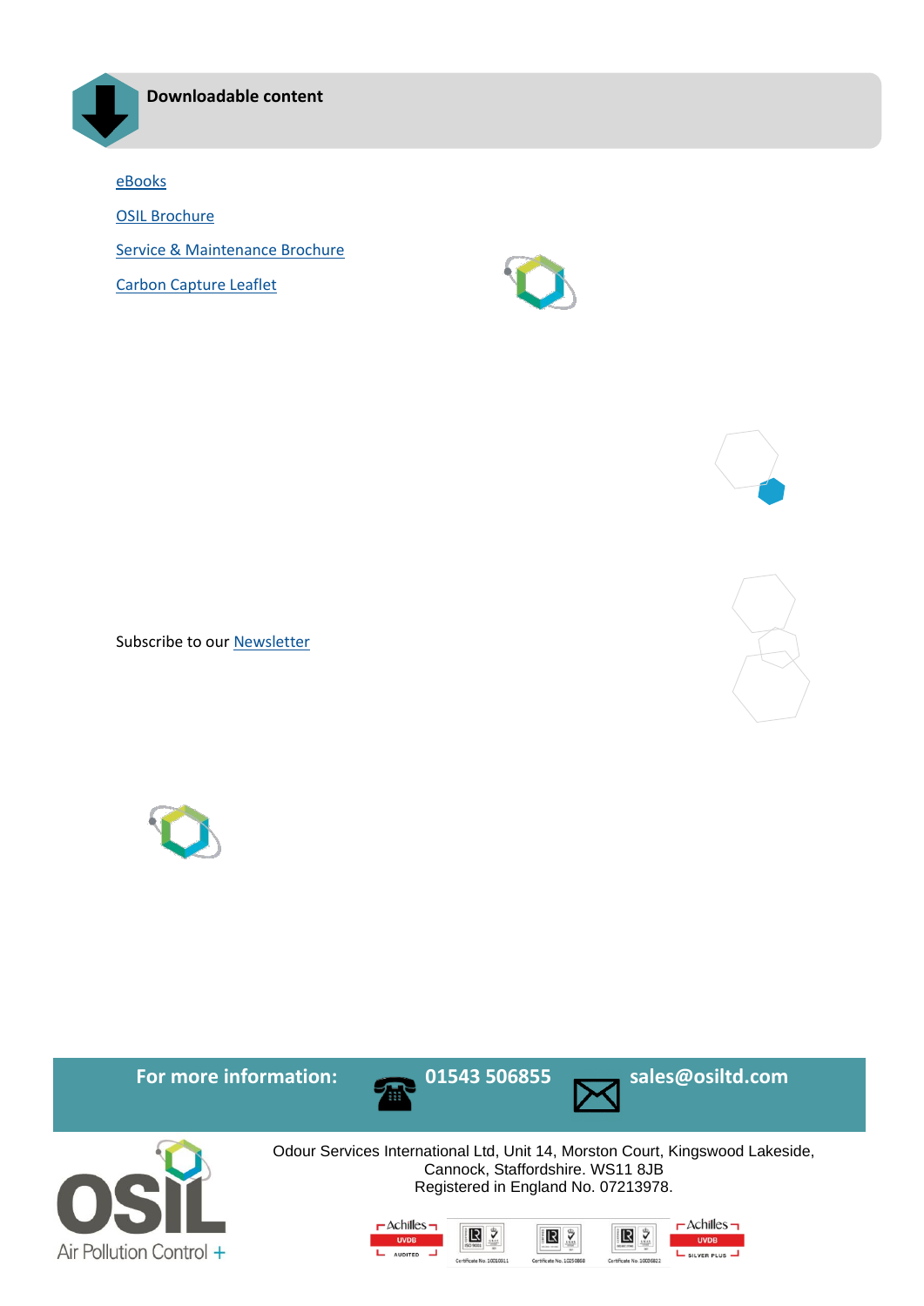## Downloadable content

[eBooks]

[OSIL Brochure]

[Service & Maintenance Brochure]

[Carbon Capture Leaflet]

Subscribe to our [Newsletter]

**For more information: 01543 506855 sales@osiltd.com**

Odour Services International Ltd, Unit 14, Morston Court, Kingswood Lakeside, Cannock, Staffordshire. WS11 8JB
Registered in England No. 07213978.